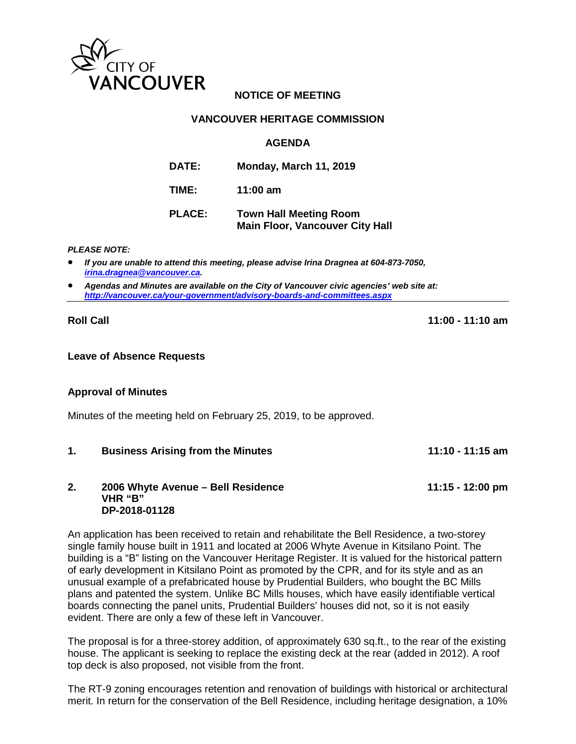CITY OF VANCOUVER

**NOTICE OF MEETING**

**VANCOUVER HERITAGE COMMISSION**

**AGENDA**

| | |
|---|---|
| **DATE:** | **Monday, March 11, 2019** |
| **TIME:** | **11:00 am** |
| **PLACE:** | **Town Hall Meeting Room Main Floor, Vancouver City Hall** |

***PLEASE NOTE:***

- ***If you are unable to attend this meeting, please advise Irina Dragnea at 604-873-7050, [irina.dragnea@vancouver.ca](mailto:irina.dragnea@vancouver.ca).***
- ***Agendas and Minutes are available on the City of Vancouver civic agencies' web site at: [http://vancouver.ca/your-government/advisory-boards-and-committees.aspx](http://vancouver.ca/your-government/advisory-boards-and-committees.aspx)***

---

**Roll Call** **11:00 - 11:10 am**

**Leave of Absence Requests**

**Approval of Minutes**

Minutes of the meeting held on February 25, 2019, to be approved.

**1. Business Arising from the Minutes** **11:10 - 11:15 am**

**2. 2006 Whyte Avenue – Bell Residence** **11:15 - 12:00 pm**
**VHR "B"**
**DP-2018-01128**

An application has been received to retain and rehabilitate the Bell Residence, a two-storey single family house built in 1911 and located at 2006 Whyte Avenue in Kitsilano Point. The building is a "B" listing on the Vancouver Heritage Register. It is valued for the historical pattern of early development in Kitsilano Point as promoted by the CPR, and for its style and as an unusual example of a prefabricated house by Prudential Builders, who bought the BC Mills plans and patented the system. Unlike BC Mills houses, which have easily identifiable vertical boards connecting the panel units, Prudential Builders' houses did not, so it is not easily evident. There are only a few of these left in Vancouver.

The proposal is for a three-storey addition, of approximately 630 sq.ft., to the rear of the existing house. The applicant is seeking to replace the existing deck at the rear (added in 2012). A roof top deck is also proposed, not visible from the front.

The RT-9 zoning encourages retention and renovation of buildings with historical or architectural merit. In return for the conservation of the Bell Residence, including heritage designation, a 10%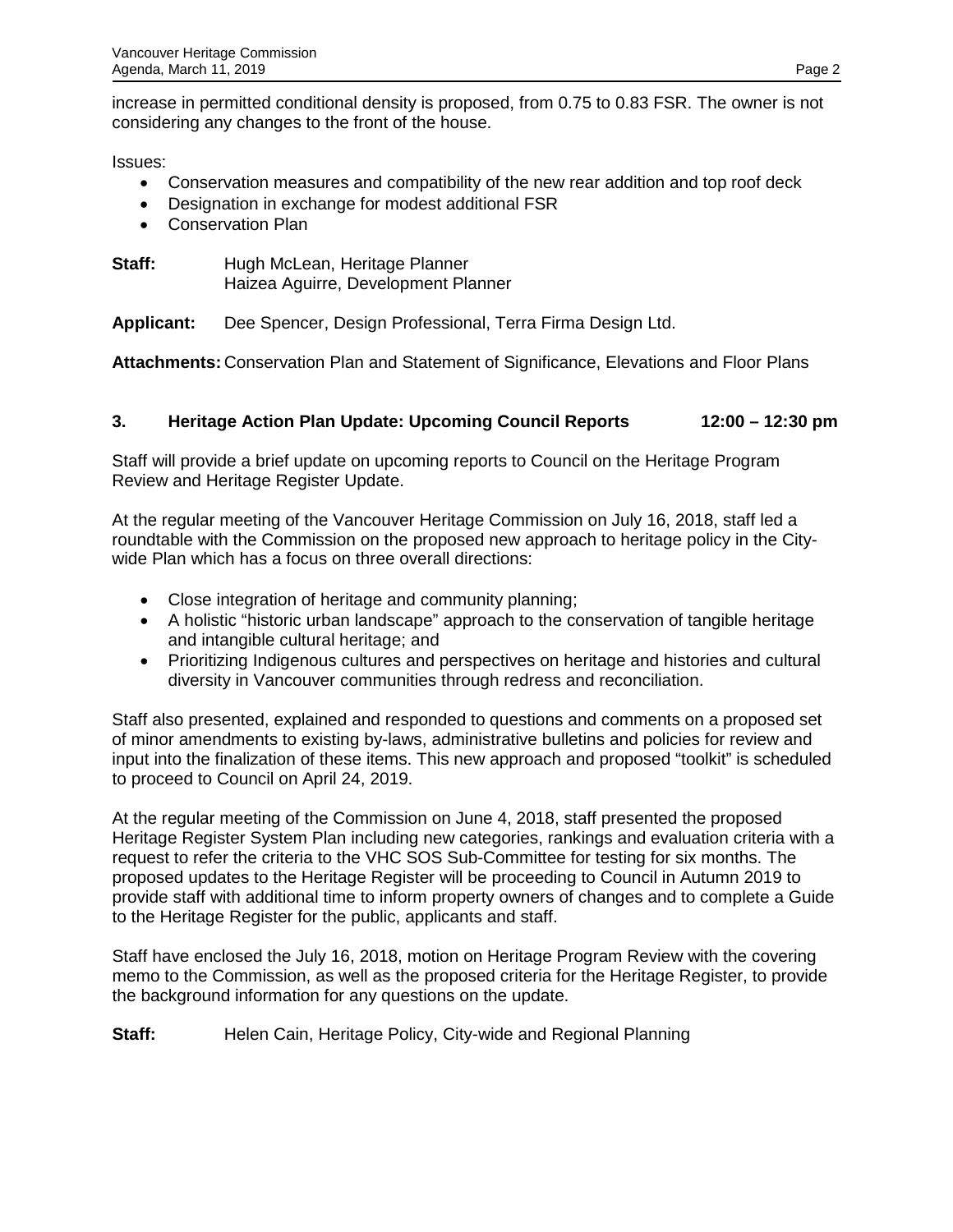increase in permitted conditional density is proposed, from 0.75 to 0.83 FSR. The owner is not considering any changes to the front of the house.

Issues:

- Conservation measures and compatibility of the new rear addition and top roof deck
- Designation in exchange for modest additional FSR
- Conservation Plan

**Staff:** Hugh McLean, Heritage Planner
Haizea Aguirre, Development Planner

**Applicant:** Dee Spencer, Design Professional, Terra Firma Design Ltd.

**Attachments:** Conservation Plan and Statement of Significance, Elevations and Floor Plans

### 3. Heritage Action Plan Update: Upcoming Council Reports 12:00 – 12:30 pm

Staff will provide a brief update on upcoming reports to Council on the Heritage Program Review and Heritage Register Update.

At the regular meeting of the Vancouver Heritage Commission on July 16, 2018, staff led a roundtable with the Commission on the proposed new approach to heritage policy in the City-wide Plan which has a focus on three overall directions:

- Close integration of heritage and community planning;
- A holistic "historic urban landscape" approach to the conservation of tangible heritage and intangible cultural heritage; and
- Prioritizing Indigenous cultures and perspectives on heritage and histories and cultural diversity in Vancouver communities through redress and reconciliation.

Staff also presented, explained and responded to questions and comments on a proposed set of minor amendments to existing by-laws, administrative bulletins and policies for review and input into the finalization of these items. This new approach and proposed "toolkit" is scheduled to proceed to Council on April 24, 2019.

At the regular meeting of the Commission on June 4, 2018, staff presented the proposed Heritage Register System Plan including new categories, rankings and evaluation criteria with a request to refer the criteria to the VHC SOS Sub-Committee for testing for six months. The proposed updates to the Heritage Register will be proceeding to Council in Autumn 2019 to provide staff with additional time to inform property owners of changes and to complete a Guide to the Heritage Register for the public, applicants and staff.

Staff have enclosed the July 16, 2018, motion on Heritage Program Review with the covering memo to the Commission, as well as the proposed criteria for the Heritage Register, to provide the background information for any questions on the update.

**Staff:** Helen Cain, Heritage Policy, City-wide and Regional Planning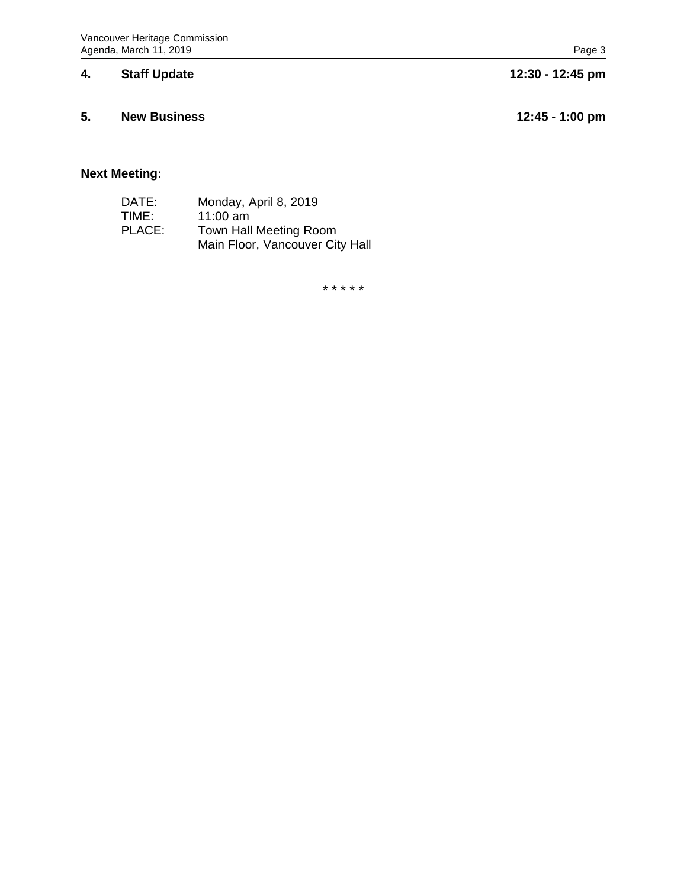## 4. Staff Update 12:30 - 12:45 pm

## 5. New Business 12:45 - 1:00 pm

**Next Meeting:**

DATE: Monday, April 8, 2019
TIME: 11:00 am
PLACE: Town Hall Meeting Room
Main Floor, Vancouver City Hall

\* \* \* \* \*